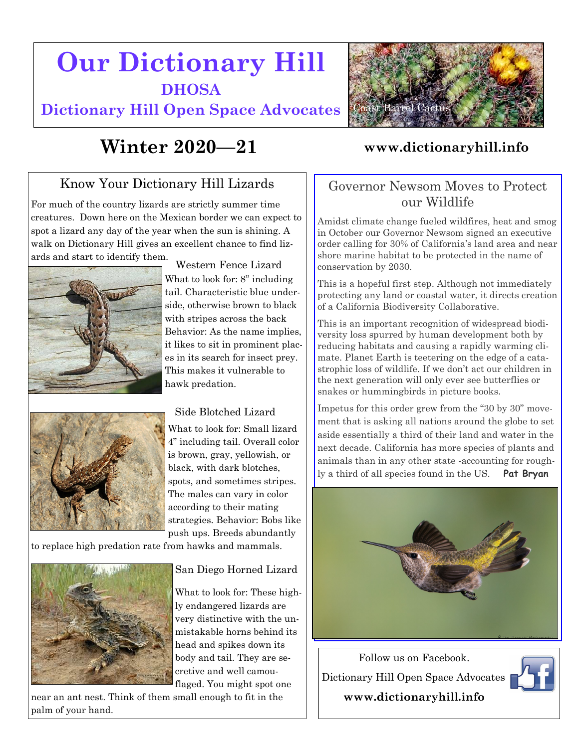# Our Dictionary Hill

## DHOSA

## Dictionary Hill Open Space Advocates

Coast Barrel Cactus

## Winter 2020—21

**www.dictionaryhill.info**

### Know Your Dictionary Hill Lizards

For much of the country lizards are strictly summer time creatures. Down here on the Mexican border we can expect to spot a lizard any day of the year when the sun is shining. A walk on Dictionary Hill gives an excellent chance to find lizards and start to identify them.

#### Western Fence Lizard

What to look for: 8" including tail. Characteristic blue underside, otherwise brown to black with stripes across the back Behavior: As the name implies, it likes to sit in prominent places in its search for insect prey. This makes it vulnerable to hawk predation.

#### Side Blotched Lizard

What to look for: Small lizard 4" including tail. Overall color is brown, gray, yellowish, or black, with dark blotches, spots, and sometimes stripes. The males can vary in color according to their mating strategies. Behavior: Bobs like push ups. Breeds abundantly to replace high predation rate from hawks and mammals.

#### San Diego Horned Lizard

What to look for: These highly endangered lizards are very distinctive with the unmistakable horns behind its head and spikes down its body and tail. They are secretive and well camouflaged. You might spot one near an ant nest. Think of them small enough to fit in the palm of your hand.

### Governor Newsom Moves to Protect our Wildlife

Amidst climate change fueled wildfires, heat and smog in October our Governor Newsom signed an executive order calling for 30% of California's land area and near shore marine habitat to be protected in the name of conservation by 2030.

This is a hopeful first step. Although not immediately protecting any land or coastal water, it directs creation of a California Biodiversity Collaborative.

This is an important recognition of widespread biodiversity loss spurred by human development both by reducing habitats and causing a rapidly warming climate. Planet Earth is teetering on the edge of a catastrophic loss of wildlife. If we don't act our children in the next generation will only ever see butterflies or snakes or hummingbirds in picture books.

Impetus for this order grew from the "30 by 30" movement that is asking all nations around the globe to set aside essentially a third of their land and water in the next decade. California has more species of plants and animals than in any other state -accounting for roughly a third of all species found in the US. **Pat Bryan**

Follow us on Facebook.

Dictionary Hill Open Space Advocates

**www.dictionaryhill.info**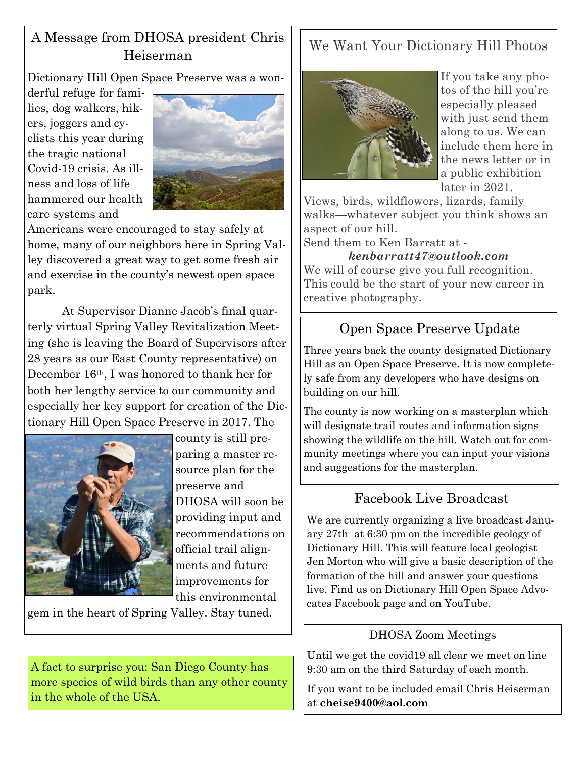## A Message from DHOSA president Chris Heiserman

Dictionary Hill Open Space Preserve was a wonderful refuge for families, dog walkers, hikers, joggers and cyclists this year during the tragic national Covid-19 crisis. As illness and loss of life hammered our health care systems and Americans were encouraged to stay safely at home, many of our neighbors here in Spring Valley discovered a great way to get some fresh air and exercise in the county's newest open space park.

At Supervisor Dianne Jacob's final quarterly virtual Spring Valley Revitalization Meeting (she is leaving the Board of Supervisors after 28 years as our East County representative) on December 16th, I was honored to thank her for both her lengthy service to our community and especially her key support for creation of the Dictionary Hill Open Space Preserve in 2017. The county is still preparing a master resource plan for the preserve and DHOSA will soon be providing input and recommendations on official trail alignments and future improvements for this environmental gem in the heart of Spring Valley. Stay tuned.

A fact to surprise you: San Diego County has more species of wild birds than any other county in the whole of the USA.

## We Want Your Dictionary Hill Photos

If you take any photos of the hill you're especially pleased with just send them along to us. We can include them here in the news letter or in a public exhibition later in 2021.

Views, birds, wildflowers, lizards, family walks—whatever subject you think shows an aspect of our hill.

Send them to Ken Barratt at -

***kenbarratt47@outlook.com***

We will of course give you full recognition. This could be the start of your new career in creative photography.

## Open Space Preserve Update

Three years back the county designated Dictionary Hill as an Open Space Preserve. It is now completely safe from any developers who have designs on building on our hill.

The county is now working on a masterplan which will designate trail routes and information signs showing the wildlife on the hill. Watch out for community meetings where you can input your visions and suggestions for the masterplan.

## Facebook Live Broadcast

We are currently organizing a live broadcast January 27th at 6:30 pm on the incredible geology of Dictionary Hill. This will feature local geologist Jen Morton who will give a basic description of the formation of the hill and answer your questions live. Find us on Dictionary Hill Open Space Advocates Facebook page and on YouTube.

## DHOSA Zoom Meetings

Until we get the covid19 all clear we meet on line 9:30 am on the third Saturday of each month.

If you want to be included email Chris Heiserman at **cheise9400@aol.com**